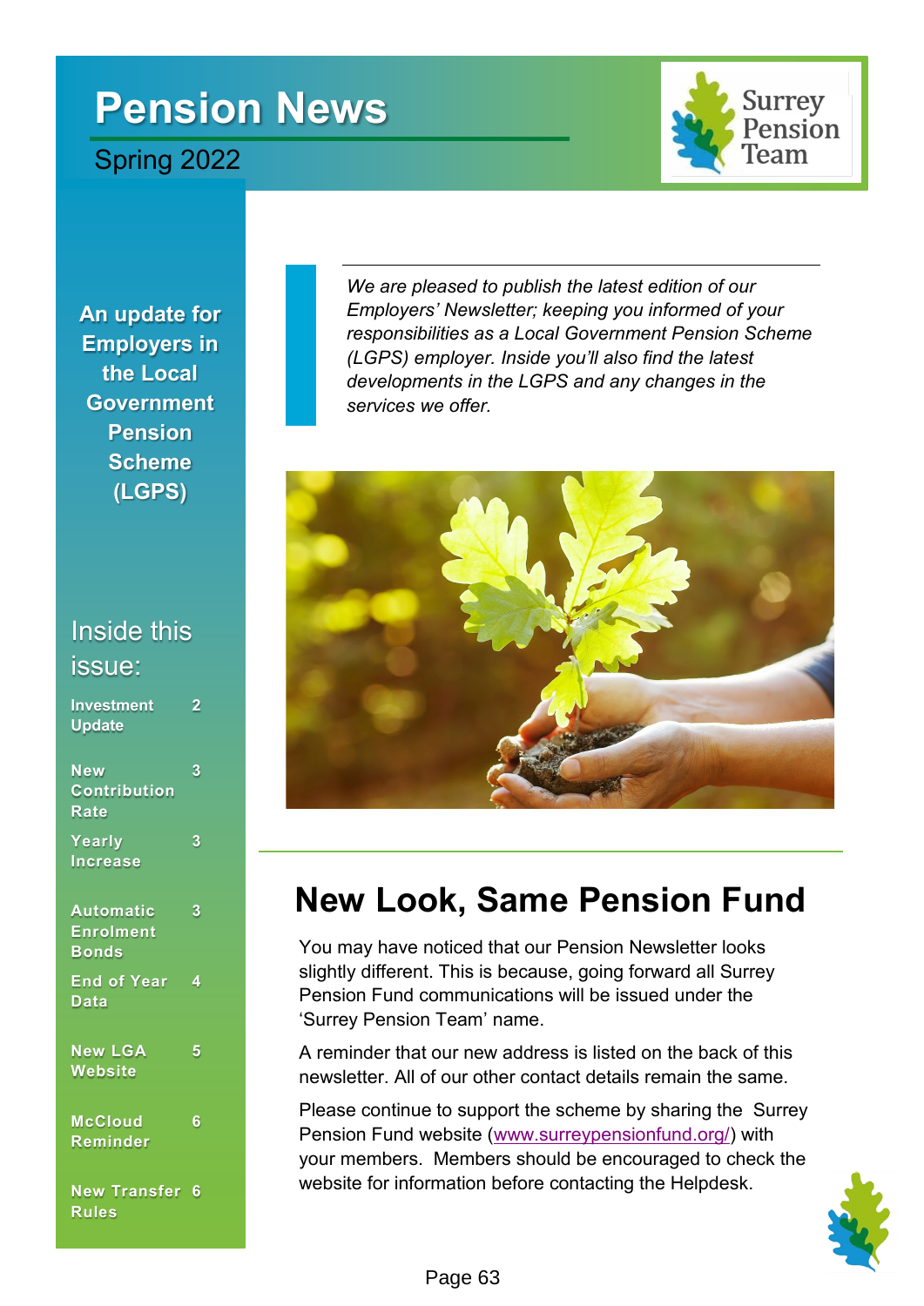# Pension News

Spring 2022

Surrey Pension Team

**An update for Employers in the Local Government Pension Scheme (LGPS)**

## Inside this issue:

| | |
|---|---|
| Investment Update | 2 |
| New Contribution Rate | 3 |
| Yearly Increase | 3 |
| Automatic Enrolment Bonds | 3 |
| End of Year Data | 4 |
| New LGA Website | 5 |
| McCloud Reminder | 6 |
| New Transfer Rules | 6 |

*We are pleased to publish the latest edition of our Employers' Newsletter; keeping you informed of your responsibilities as a Local Government Pension Scheme (LGPS) employer. Inside you'll also find the latest developments in the LGPS and any changes in the services we offer.*

## New Look, Same Pension Fund

You may have noticed that our Pension Newsletter looks slightly different. This is because, going forward all Surrey Pension Fund communications will be issued under the 'Surrey Pension Team' name.

A reminder that our new address is listed on the back of this newsletter. All of our other contact details remain the same.

Please continue to support the scheme by sharing the Surrey Pension Fund website (www.surreypensionfund.org/) with your members. Members should be encouraged to check the website for information before contacting the Helpdesk.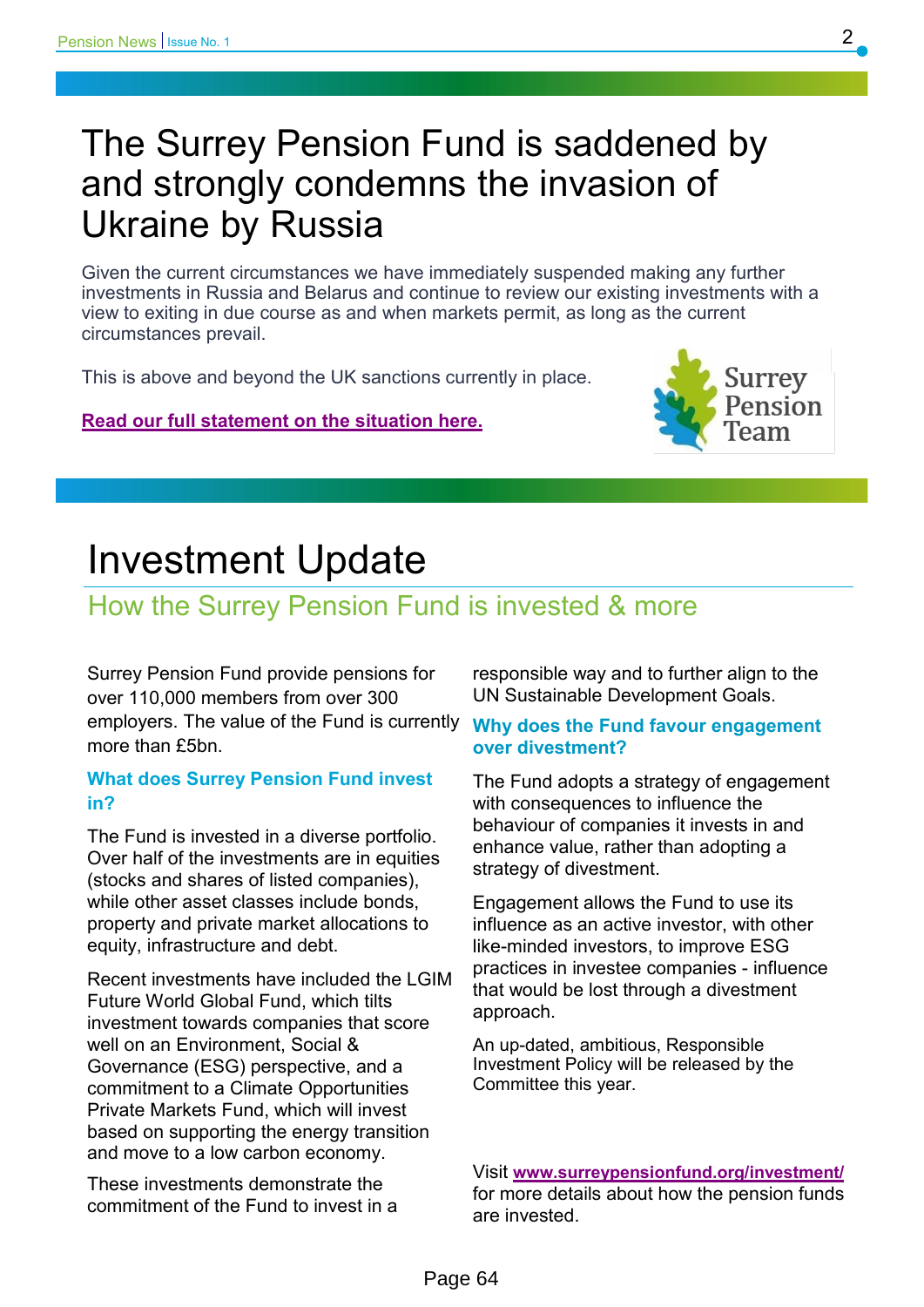# The Surrey Pension Fund is saddened by and strongly condemns the invasion of Ukraine by Russia

Given the current circumstances we have immediately suspended making any further investments in Russia and Belarus and continue to review our existing investments with a view to exiting in due course as and when markets permit, as long as the current circumstances prevail.

This is above and beyond the UK sanctions currently in place.

**Read our full statement on the situation here.**

Surrey Pension Team

# Investment Update

## How the Surrey Pension Fund is invested & more

Surrey Pension Fund provide pensions for over 110,000 members from over 300 employers. The value of the Fund is currently more than £5bn.

### What does Surrey Pension Fund invest in?

The Fund is invested in a diverse portfolio. Over half of the investments are in equities (stocks and shares of listed companies), while other asset classes include bonds, property and private market allocations to equity, infrastructure and debt.

Recent investments have included the LGIM Future World Global Fund, which tilts investment towards companies that score well on an Environment, Social & Governance (ESG) perspective, and a commitment to a Climate Opportunities Private Markets Fund, which will invest based on supporting the energy transition and move to a low carbon economy.

These investments demonstrate the commitment of the Fund to invest in a responsible way and to further align to the UN Sustainable Development Goals.

### Why does the Fund favour engagement over divestment?

The Fund adopts a strategy of engagement with consequences to influence the behaviour of companies it invests in and enhance value, rather than adopting a strategy of divestment.

Engagement allows the Fund to use its influence as an active investor, with other like-minded investors, to improve ESG practices in investee companies - influence that would be lost through a divestment approach.

An up-dated, ambitious, Responsible Investment Policy will be released by the Committee this year.

Visit **www.surreypensionfund.org/investment/** for more details about how the pension funds are invested.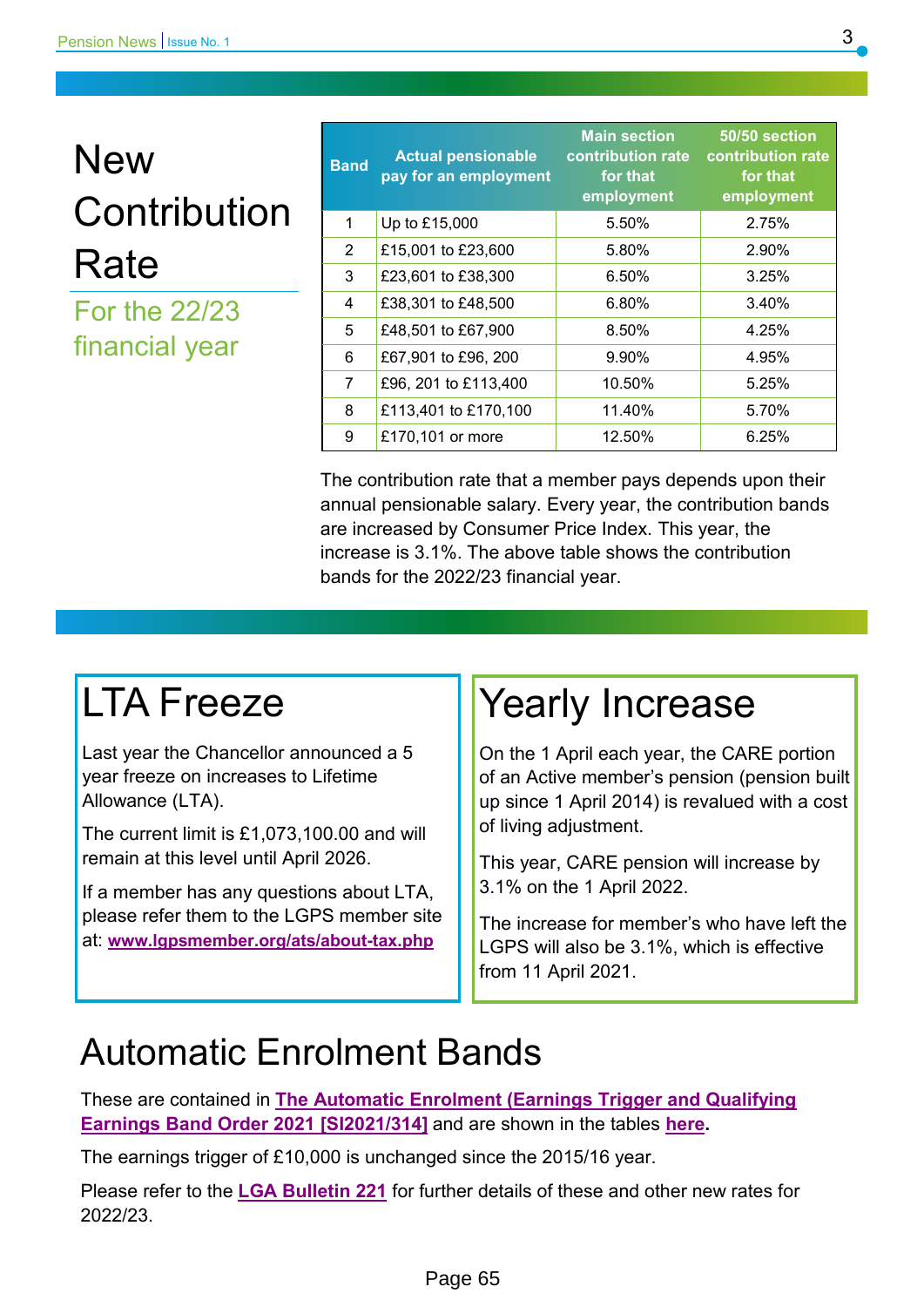# New Contribution Rate

## For the 22/23 financial year

| Band | Actual pensionable pay for an employment | Main section contribution rate for that employment | 50/50 section contribution rate for that employment |
|---|---|---|---|
| 1 | Up to £15,000 | 5.50% | 2.75% |
| 2 | £15,001 to £23,600 | 5.80% | 2.90% |
| 3 | £23,601 to £38,300 | 6.50% | 3.25% |
| 4 | £38,301 to £48,500 | 6.80% | 3.40% |
| 5 | £48,501 to £67,900 | 8.50% | 4.25% |
| 6 | £67,901 to £96, 200 | 9.90% | 4.95% |
| 7 | £96, 201 to £113,400 | 10.50% | 5.25% |
| 8 | £113,401 to £170,100 | 11.40% | 5.70% |
| 9 | £170,101 or more | 12.50% | 6.25% |

The contribution rate that a member pays depends upon their annual pensionable salary. Every year, the contribution bands are increased by Consumer Price Index. This year, the increase is 3.1%. The above table shows the contribution bands for the 2022/23 financial year.

# LTA Freeze

Last year the Chancellor announced a 5 year freeze on increases to Lifetime Allowance (LTA).

The current limit is £1,073,100.00 and will remain at this level until April 2026.

If a member has any questions about LTA, please refer them to the LGPS member site at: **www.lgpsmember.org/ats/about-tax.php**

# Yearly Increase

On the 1 April each year, the CARE portion of an Active member's pension (pension built up since 1 April 2014) is revalued with a cost of living adjustment.

This year, CARE pension will increase by 3.1% on the 1 April 2022.

The increase for member's who have left the LGPS will also be 3.1%, which is effective from 11 April 2021.

# Automatic Enrolment Bands

These are contained in **The Automatic Enrolment (Earnings Trigger and Qualifying Earnings Band Order 2021 [SI2021/314]** and are shown in the tables **here**.

The earnings trigger of £10,000 is unchanged since the 2015/16 year.

Please refer to the **LGA Bulletin 221** for further details of these and other new rates for 2022/23.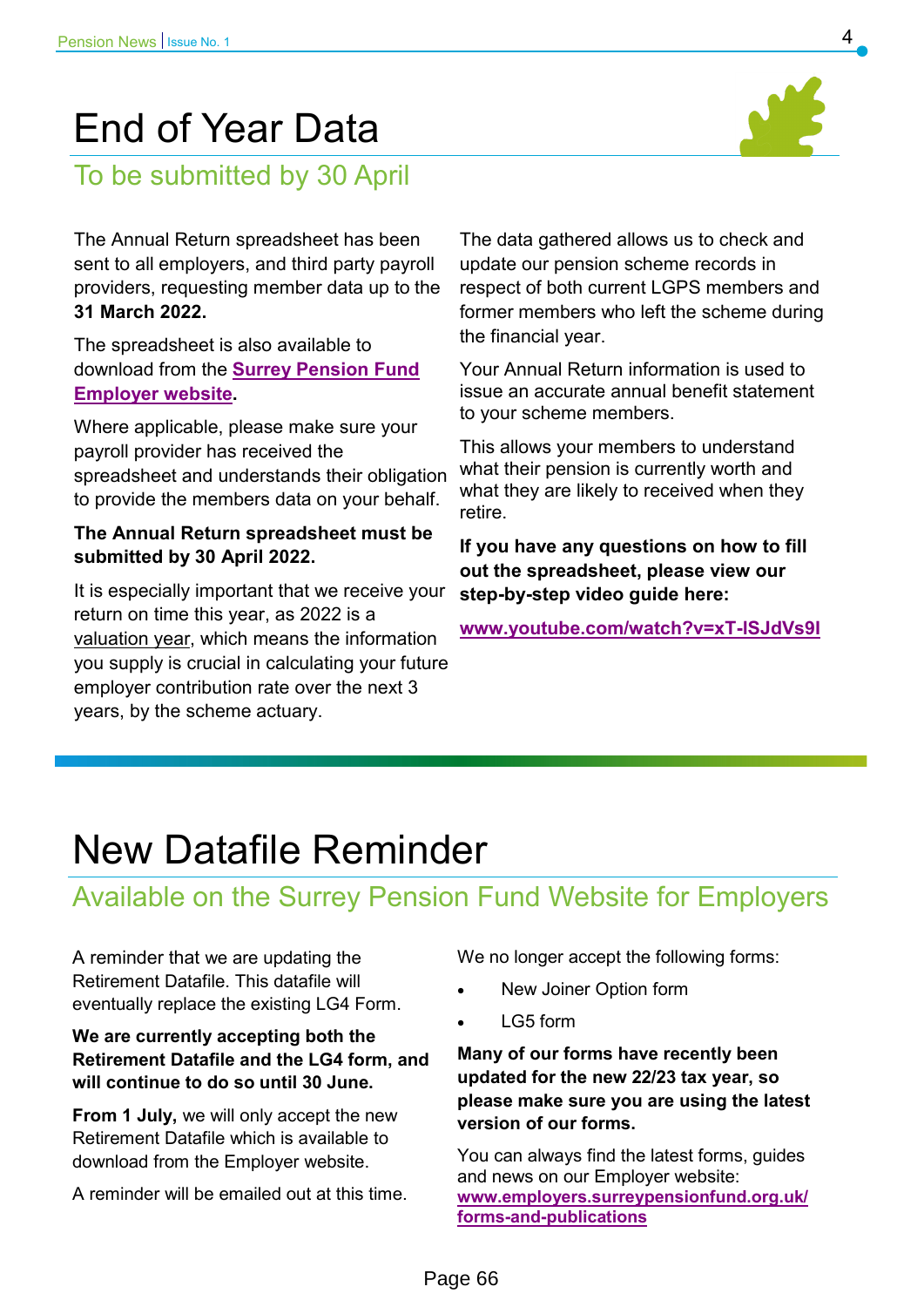# End of Year Data

## To be submitted by 30 April

The Annual Return spreadsheet has been sent to all employers, and third party payroll providers, requesting member data up to the **31 March 2022.**

The spreadsheet is also available to download from the **Surrey Pension Fund Employer website**.

Where applicable, please make sure your payroll provider has received the spreadsheet and understands their obligation to provide the members data on your behalf.

**The Annual Return spreadsheet must be submitted by 30 April 2022.**

It is especially important that we receive your return on time this year, as 2022 is a valuation year, which means the information you supply is crucial in calculating your future employer contribution rate over the next 3 years, by the scheme actuary.

The data gathered allows us to check and update our pension scheme records in respect of both current LGPS members and former members who left the scheme during the financial year.

Your Annual Return information is used to issue an accurate annual benefit statement to your scheme members.

This allows your members to understand what their pension is currently worth and what they are likely to received when they retire.

**If you have any questions on how to fill out the spreadsheet, please view our step-by-step video guide here:**

**www.youtube.com/watch?v=xT-lSJdVs9I**

# New Datafile Reminder

## Available on the Surrey Pension Fund Website for Employers

A reminder that we are updating the Retirement Datafile. This datafile will eventually replace the existing LG4 Form.

**We are currently accepting both the Retirement Datafile and the LG4 form, and will continue to do so until 30 June.**

**From 1 July,** we will only accept the new Retirement Datafile which is available to download from the Employer website.

A reminder will be emailed out at this time.

We no longer accept the following forms:

- New Joiner Option form
- LG5 form

**Many of our forms have recently been updated for the new 22/23 tax year, so please make sure you are using the latest version of our forms.**

You can always find the latest forms, guides and news on our Employer website: **www.employers.surreypensionfund.org.uk/forms-and-publications**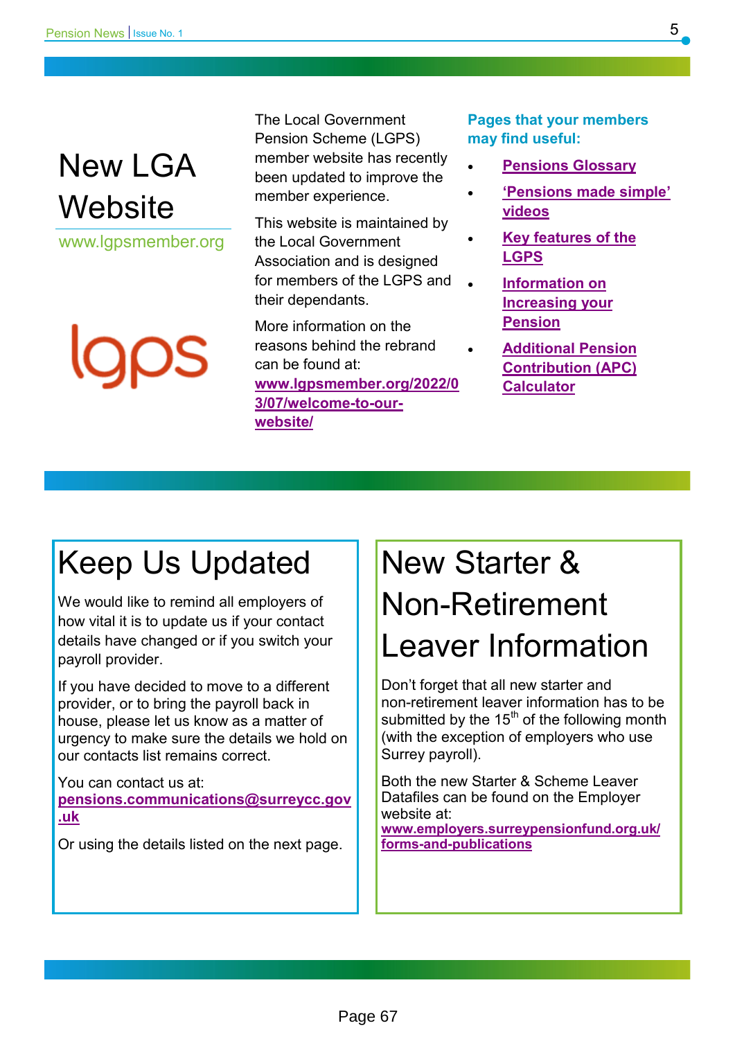# New LGA Website

www.lgpsmember.org

lgps

The Local Government Pension Scheme (LGPS) member website has recently been updated to improve the member experience.

This website is maintained by the Local Government Association and is designed for members of the LGPS and their dependants.

More information on the reasons behind the rebrand can be found at: **www.lgpsmember.org/2022/03/07/welcome-to-our-website/**

**Pages that your members may find useful:**

- **Pensions Glossary**
- **'Pensions made simple' videos**
- **Key features of the LGPS**
- **Information on Increasing your Pension**
- **Additional Pension Contribution (APC) Calculator**

# Keep Us Updated

We would like to remind all employers of how vital it is to update us if your contact details have changed or if you switch your payroll provider.

If you have decided to move to a different provider, or to bring the payroll back in house, please let us know as a matter of urgency to make sure the details we hold on our contacts list remains correct.

You can contact us at: **pensions.communications@surreycc.gov.uk**

Or using the details listed on the next page.

# New Starter & Non-Retirement Leaver Information

Don't forget that all new starter and non-retirement leaver information has to be submitted by the 15th of the following month (with the exception of employers who use Surrey payroll).

Both the new Starter & Scheme Leaver Datafiles can be found on the Employer website at: **www.employers.surreypensionfund.org.uk/forms-and-publications**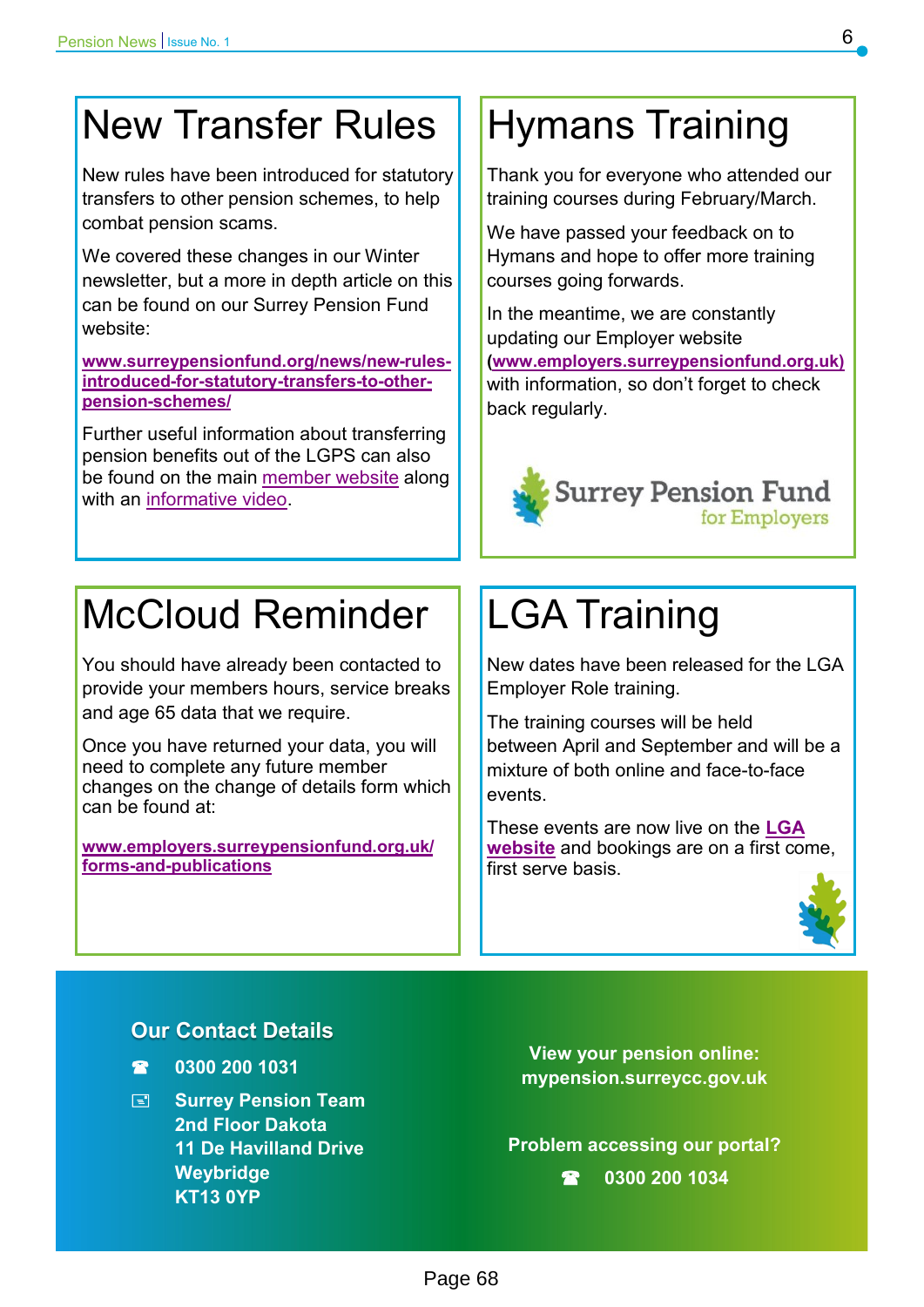## New Transfer Rules

New rules have been introduced for statutory transfers to other pension schemes, to help combat pension scams.

We covered these changes in our Winter newsletter, but a more in depth article on this can be found on our Surrey Pension Fund website:

**www.surreypensionfund.org/news/new-rules-introduced-for-statutory-transfers-to-other-pension-schemes/**

Further useful information about transferring pension benefits out of the LGPS can also be found on the main member website along with an informative video.

## Hymans Training

Thank you for everyone who attended our training courses during February/March.

We have passed your feedback on to Hymans and hope to offer more training courses going forwards.

In the meantime, we are constantly updating our Employer website (**www.employers.surreypensionfund.org.uk)** with information, so don't forget to check back regularly.

Surrey Pension Fund
for Employers

## McCloud Reminder

You should have already been contacted to provide your members hours, service breaks and age 65 data that we require.

Once you have returned your data, you will need to complete any future member changes on the change of details form which can be found at:

**www.employers.surreypensionfund.org.uk/forms-and-publications**

## LGA Training

New dates have been released for the LGA Employer Role training.

The training courses will be held between April and September and will be a mixture of both online and face-to-face events.

These events are now live on the **LGA website** and bookings are on a first come, first serve basis.

### Our Contact Details

☎ 0300 200 1031

Surrey Pension Team
2nd Floor Dakota
11 De Havilland Drive
Weybridge
KT13 0YP

**View your pension online:**
**mypension.surreycc.gov.uk**

**Problem accessing our portal?**

☎ 0300 200 1034